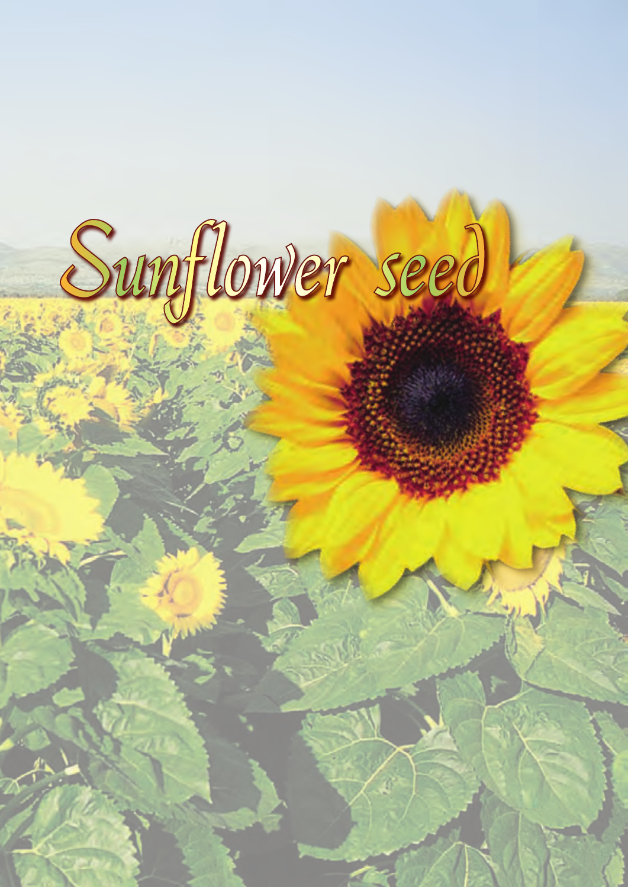# Sunflower seed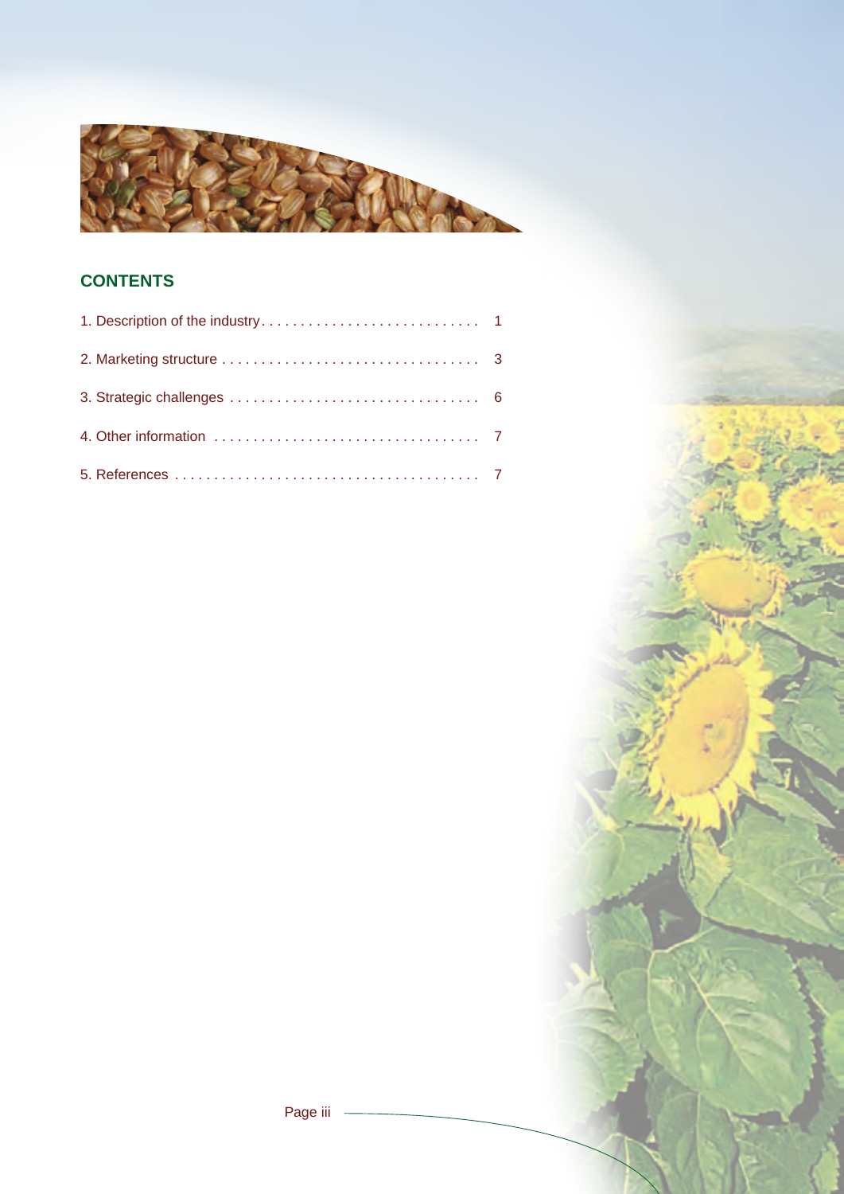## CONTENTS

1. Description of the industry. . . . . . . . . . . . . . . . . . . . . . . . . . . . 1
2. Marketing structure . . . . . . . . . . . . . . . . . . . . . . . . . . . . . . . . . 3
3. Strategic challenges . . . . . . . . . . . . . . . . . . . . . . . . . . . . . . . . 6
4. Other information . . . . . . . . . . . . . . . . . . . . . . . . . . . . . . . . . . 7
5. References . . . . . . . . . . . . . . . . . . . . . . . . . . . . . . . . . . . . . . . 7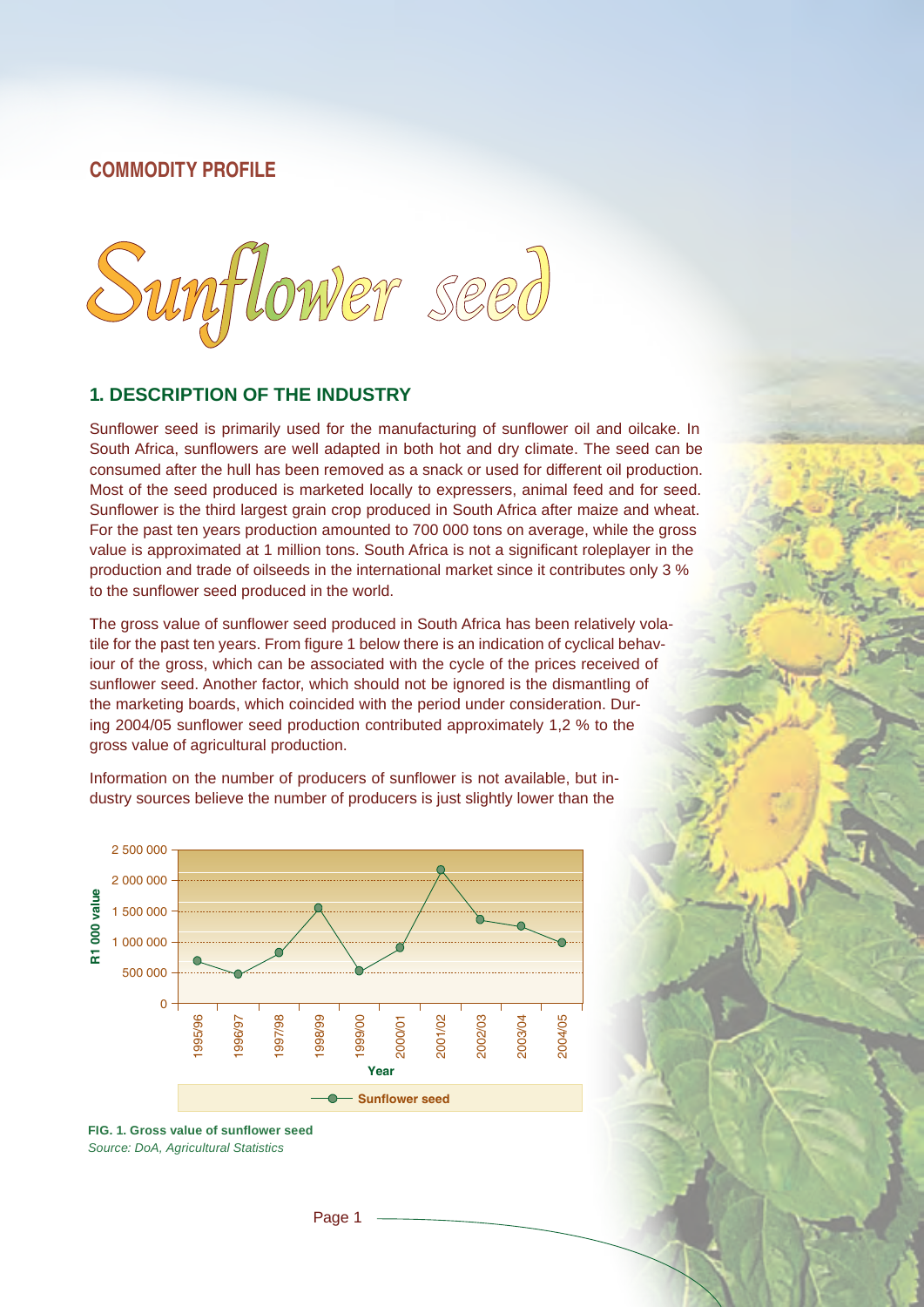COMMODITY PROFILE

# Sunflower seed

## 1. DESCRIPTION OF THE INDUSTRY

Sunflower seed is primarily used for the manufacturing of sunflower oil and oilcake. In South Africa, sunflowers are well adapted in both hot and dry climate. The seed can be consumed after the hull has been removed as a snack or used for different oil production. Most of the seed produced is marketed locally to expressers, animal feed and for seed. Sunflower is the third largest grain crop produced in South Africa after maize and wheat. For the past ten years production amounted to 700 000 tons on average, while the gross value is approximated at 1 million tons. South Africa is not a significant roleplayer in the production and trade of oilseeds in the international market since it contributes only 3 % to the sunflower seed produced in the world.

The gross value of sunflower seed produced in South Africa has been relatively volatile for the past ten years. From figure 1 below there is an indication of cyclical behaviour of the gross, which can be associated with the cycle of the prices received of sunflower seed. Another factor, which should not be ignored is the dismantling of the marketing boards, which coincided with the period under consideration. During 2004/05 sunflower seed production contributed approximately 1,2 % to the gross value of agricultural production.

Information on the number of producers of sunflower is not available, but industry sources believe the number of producers is just slightly lower than the

R1 000 value

2 500 000
2 000 000
1 500 000
1 000 000
500 000
0

1995/96 1996/97 1997/98 1998/99 1999/00 2000/01 2001/02 2002/03 2003/04 2004/05

Year

Sunflower seed

**FIG. 1. Gross value of sunflower seed**
*Source: DoA, Agricultural Statistics*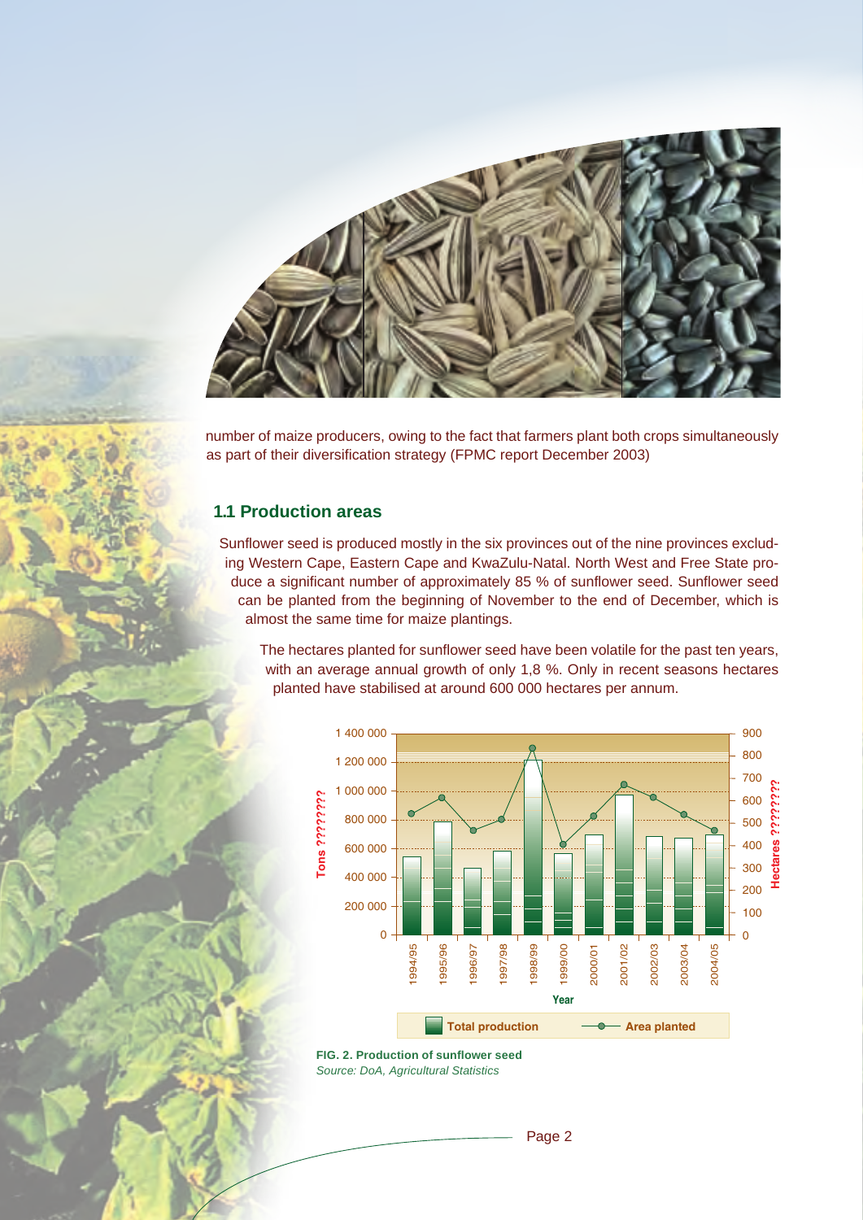number of maize producers, owing to the fact that farmers plant both crops simultaneously as part of their diversification strategy (FPMC report December 2003)

## 1.1 Production areas

Sunflower seed is produced mostly in the six provinces out of the nine provinces excluding Western Cape, Eastern Cape and KwaZulu-Natal. North West and Free State produce a significant number of approximately 85 % of sunflower seed. Sunflower seed can be planted from the beginning of November to the end of December, which is almost the same time for maize plantings.

The hectares planted for sunflower seed have been volatile for the past ten years, with an average annual growth of only 1,8 %. Only in recent seasons hectares planted have stabilised at around 600 000 hectares per annum.

Tons ????????

1 400 000
1 200 000
1 000 000
800 000
600 000
400 000
200 000
0

Hectares ????????

900
800
700
600
500
400
300
200
100
0

1994/95
1995/96
1996/97
1997/98
1998/99
1999/00
2000/01
2001/02
2002/03
2003/04
2004/05

Year

Total production
Area planted

**FIG. 2. Production of sunflower seed**
*Source: DoA, Agricultural Statistics*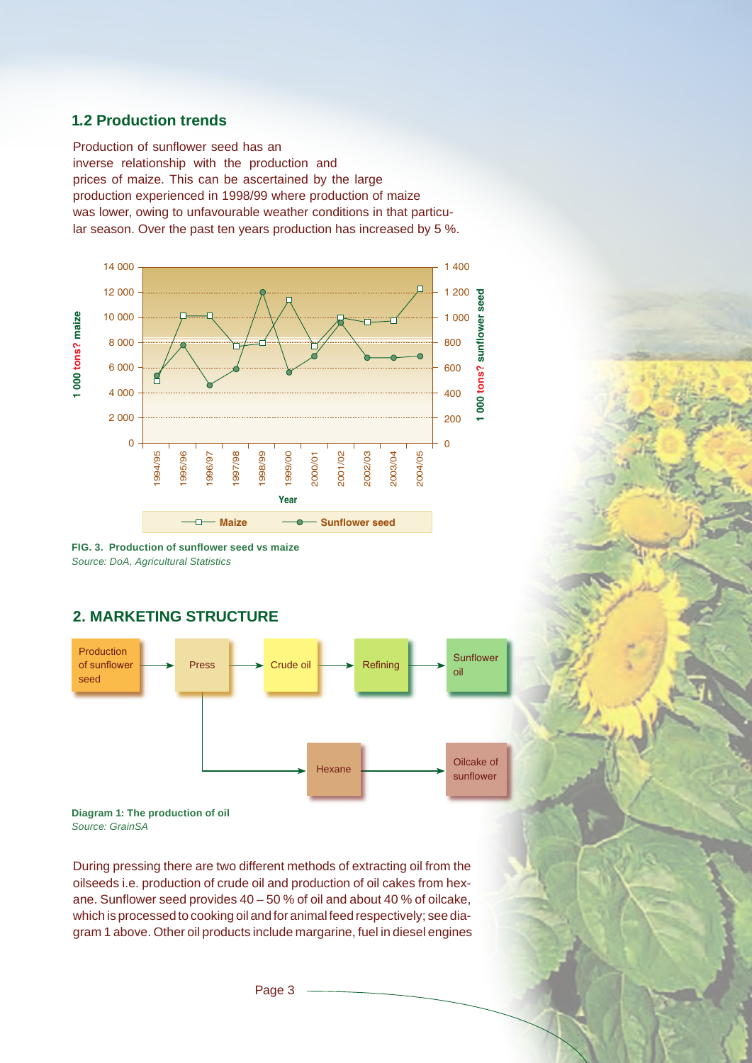## 1.2 Production trends

Production of sunflower seed has an inverse relationship with the production and prices of maize. This can be ascertained by the large production experienced in 1998/99 where production of maize was lower, owing to unfavourable weather conditions in that particular season. Over the past ten years production has increased by 5 %.

1 000 tons? maize

14 000
12 000
10 000
8 000
6 000
4 000
2 000
0

1 000 tons? sunflower seed

1 400
1 200
1 000
800
600
400
200
0

1994/95
1995/96
1996/97
1997/98
1998/99
1999/00
2000/01
2001/02
2002/03
2003/04
2004/05

Year

Maize
Sunflower seed

**FIG. 3. Production of sunflower seed vs maize**
*Source: DoA, Agricultural Statistics*

## 2. MARKETING STRUCTURE

Production of sunflower seed → Press → Crude oil → Refining → Sunflower oil

Press → Hexane → Oilcake of sunflower

**Diagram 1: The production of oil**
*Source: GrainSA*

During pressing there are two different methods of extracting oil from the oilseeds i.e. production of crude oil and production of oil cakes from hexane. Sunflower seed provides 40 – 50 % of oil and about 40 % of oilcake, which is processed to cooking oil and for animal feed respectively; see diagram 1 above. Other oil products include margarine, fuel in diesel engines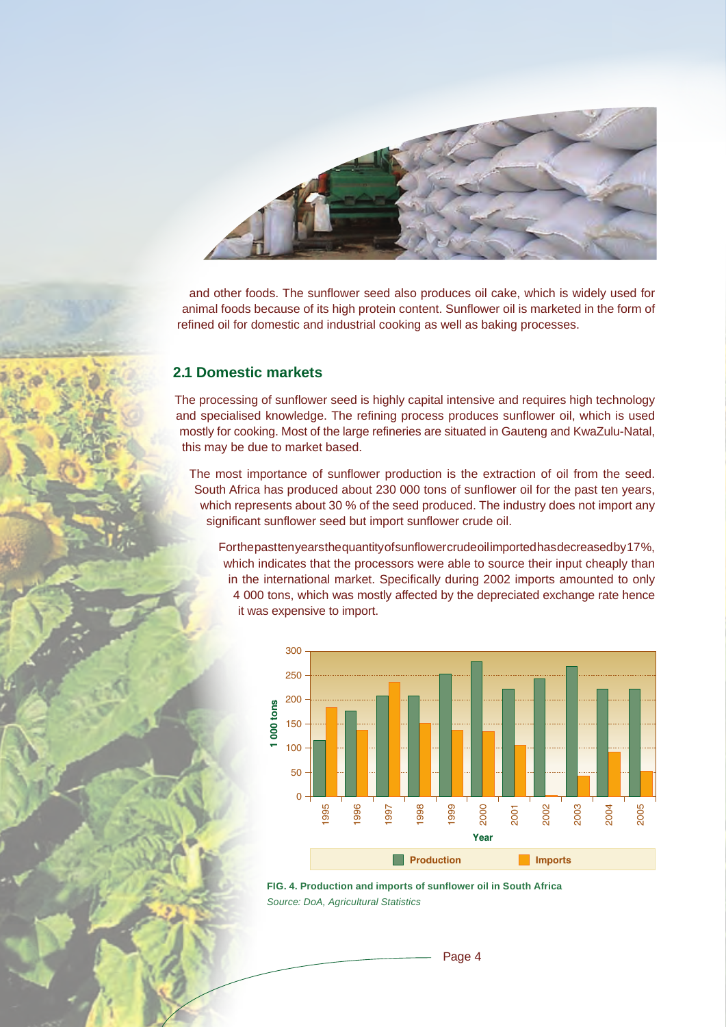and other foods. The sunflower seed also produces oil cake, which is widely used for animal foods because of its high protein content. Sunflower oil is marketed in the form of refined oil for domestic and industrial cooking as well as baking processes.

## 2.1 Domestic markets

The processing of sunflower seed is highly capital intensive and requires high technology and specialised knowledge. The refining process produces sunflower oil, which is used mostly for cooking. Most of the large refineries are situated in Gauteng and KwaZulu-Natal, this may be due to market based.

The most importance of sunflower production is the extraction of oil from the seed. South Africa has produced about 230 000 tons of sunflower oil for the past ten years, which represents about 30 % of the seed produced. The industry does not import any significant sunflower seed but import sunflower crude oil.

For the past ten years the quantity of sunflower crude oil imported has decreased by 17%, which indicates that the processors were able to source their input cheaply than in the international market. Specifically during 2002 imports amounted to only 4 000 tons, which was mostly affected by the depreciated exchange rate hence it was expensive to import.

300
250
200
150
100
50
0

1 000 tons

1995 1996 1997 1998 1999 2000 2001 2002 2003 2004 2005

Year

Production
Imports

**FIG. 4. Production and imports of sunflower oil in South Africa**

*Source: DoA, Agricultural Statistics*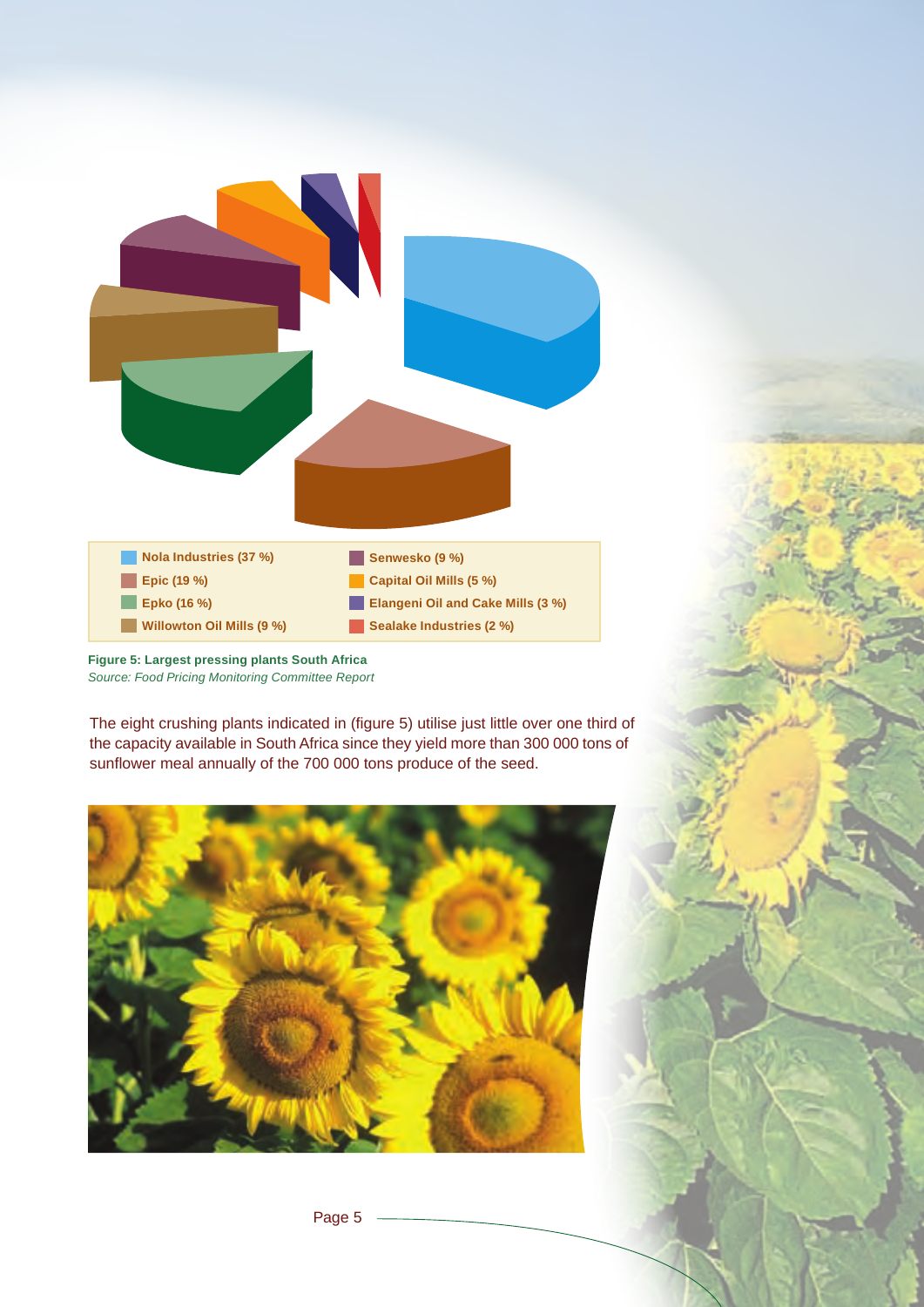Nola Industries (37 %)
Epic (19 %)
Epko (16 %)
Willowton Oil Mills (9 %)
Senwesko (9 %)
Capital Oil Mills (5 %)
Elangeni Oil and Cake Mills (3 %)
Sealake Industries (2 %)

**Figure 5: Largest pressing plants South Africa**
*Source: Food Pricing Monitoring Committee Report*

The eight crushing plants indicated in (figure 5) utilise just little over one third of the capacity available in South Africa since they yield more than 300 000 tons of sunflower meal annually of the 700 000 tons produce of the seed.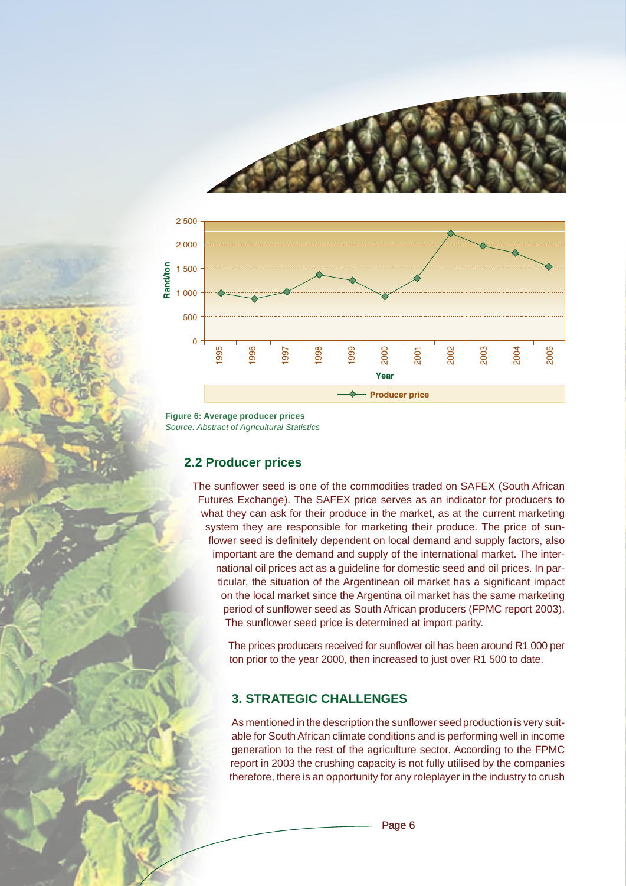2 500
2 000
1 500
1 000
500
0

Rand/ton

1995
1996
1997
1998
1999
2000
2001
2002
2003
2004
2005

Year

Producer price

**Figure 6: Average producer prices**
*Source: Abstract of Agricultural Statistics*

## 2.2 Producer prices

The sunflower seed is one of the commodities traded on SAFEX (South African Futures Exchange). The SAFEX price serves as an indicator for producers to what they can ask for their produce in the market, as at the current marketing system they are responsible for marketing their produce. The price of sunflower seed is definitely dependent on local demand and supply factors, also important are the demand and supply of the international market. The international oil prices act as a guideline for domestic seed and oil prices. In particular, the situation of the Argentinean oil market has a significant impact on the local market since the Argentina oil market has the same marketing period of sunflower seed as South African producers (FPMC report 2003). The sunflower seed price is determined at import parity.

The prices producers received for sunflower oil has been around R1 000 per ton prior to the year 2000, then increased to just over R1 500 to date.

## 3. STRATEGIC CHALLENGES

As mentioned in the description the sunflower seed production is very suitable for South African climate conditions and is performing well in income generation to the rest of the agriculture sector. According to the FPMC report in 2003 the crushing capacity is not fully utilised by the companies therefore, there is an opportunity for any roleplayer in the industry to crush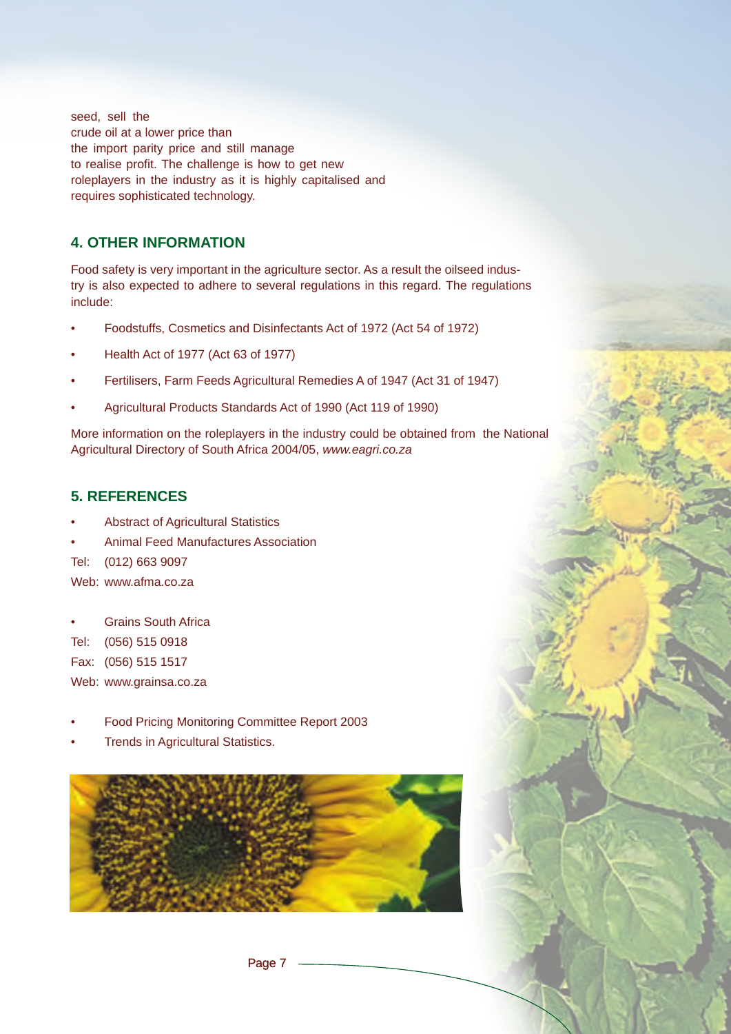seed, sell the crude oil at a lower price than the import parity price and still manage to realise profit. The challenge is how to get new roleplayers in the industry as it is highly capitalised and requires sophisticated technology.

## 4. OTHER INFORMATION

Food safety is very important in the agriculture sector. As a result the oilseed industry is also expected to adhere to several regulations in this regard. The regulations include:

- Foodstuffs, Cosmetics and Disinfectants Act of 1972 (Act 54 of 1972)
- Health Act of 1977 (Act 63 of 1977)
- Fertilisers, Farm Feeds Agricultural Remedies A of 1947 (Act 31 of 1947)
- Agricultural Products Standards Act of 1990 (Act 119 of 1990)

More information on the roleplayers in the industry could be obtained from the National Agricultural Directory of South Africa 2004/05, *www.eagri.co.za*

## 5. REFERENCES

- Abstract of Agricultural Statistics
- Animal Feed Manufactures Association

Tel: (012) 663 9097

Web: www.afma.co.za

- Grains South Africa

Tel: (056) 515 0918

Fax: (056) 515 1517

Web: www.grainsa.co.za

- Food Pricing Monitoring Committee Report 2003
- Trends in Agricultural Statistics.